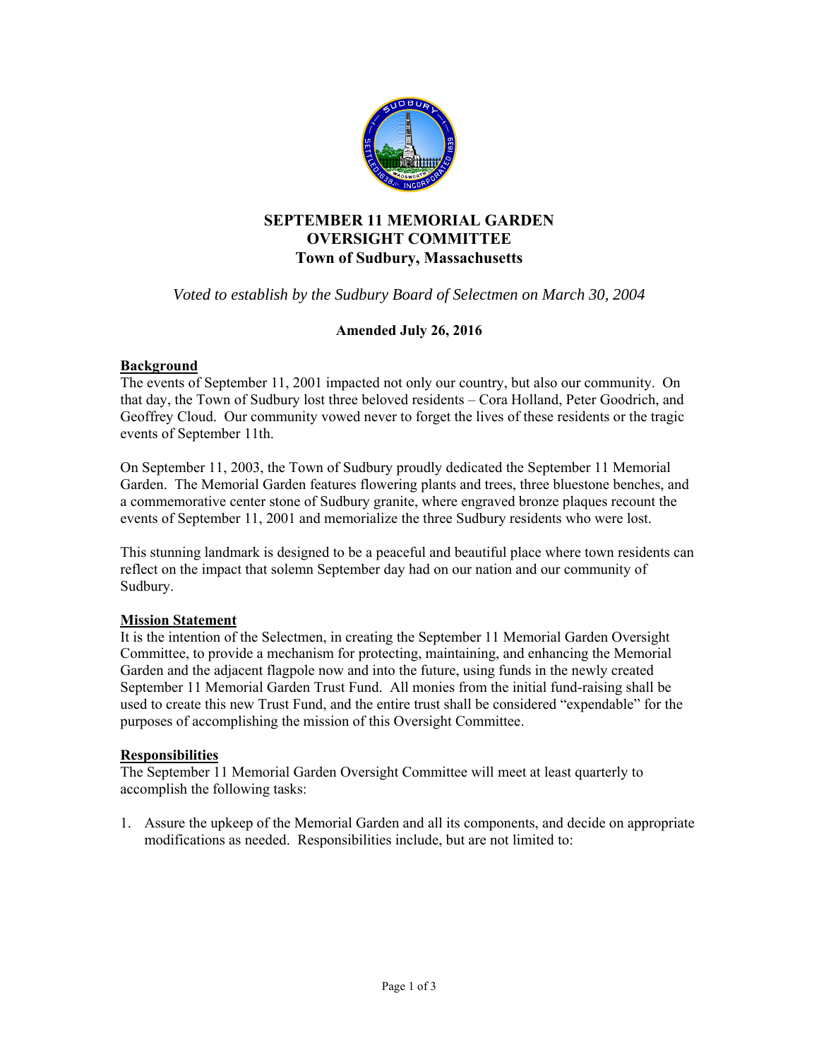# SEPTEMBER 11 MEMORIAL GARDEN OVERSIGHT COMMITTEE
## Town of Sudbury, Massachusetts

*Voted to establish by the Sudbury Board of Selectmen on March 30, 2004*

**Amended July 26, 2016**

### Background

The events of September 11, 2001 impacted not only our country, but also our community. On that day, the Town of Sudbury lost three beloved residents – Cora Holland, Peter Goodrich, and Geoffrey Cloud. Our community vowed never to forget the lives of these residents or the tragic events of September 11th.

On September 11, 2003, the Town of Sudbury proudly dedicated the September 11 Memorial Garden. The Memorial Garden features flowering plants and trees, three bluestone benches, and a commemorative center stone of Sudbury granite, where engraved bronze plaques recount the events of September 11, 2001 and memorialize the three Sudbury residents who were lost.

This stunning landmark is designed to be a peaceful and beautiful place where town residents can reflect on the impact that solemn September day had on our nation and our community of Sudbury.

### Mission Statement

It is the intention of the Selectmen, in creating the September 11 Memorial Garden Oversight Committee, to provide a mechanism for protecting, maintaining, and enhancing the Memorial Garden and the adjacent flagpole now and into the future, using funds in the newly created September 11 Memorial Garden Trust Fund. All monies from the initial fund-raising shall be used to create this new Trust Fund, and the entire trust shall be considered "expendable" for the purposes of accomplishing the mission of this Oversight Committee.

### Responsibilities

The September 11 Memorial Garden Oversight Committee will meet at least quarterly to accomplish the following tasks:

1. Assure the upkeep of the Memorial Garden and all its components, and decide on appropriate modifications as needed. Responsibilities include, but are not limited to: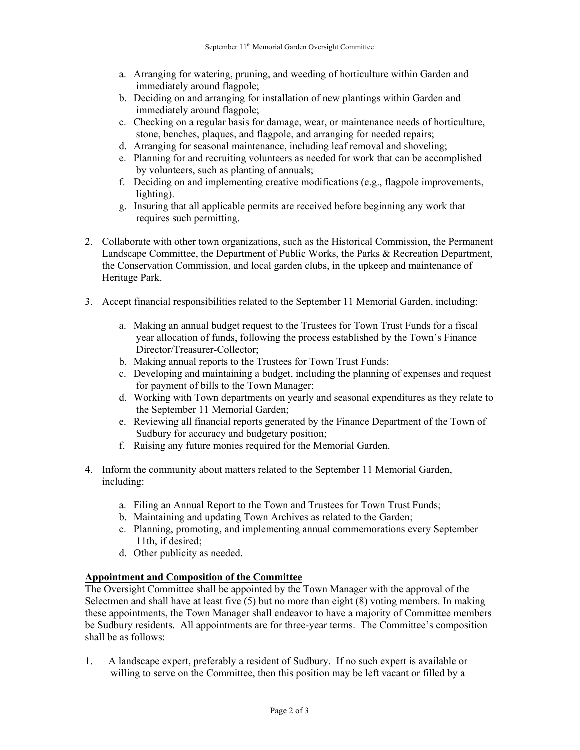a. Arranging for watering, pruning, and weeding of horticulture within Garden and immediately around flagpole;
b. Deciding on and arranging for installation of new plantings within Garden and immediately around flagpole;
c. Checking on a regular basis for damage, wear, or maintenance needs of horticulture, stone, benches, plaques, and flagpole, and arranging for needed repairs;
d. Arranging for seasonal maintenance, including leaf removal and shoveling;
e. Planning for and recruiting volunteers as needed for work that can be accomplished by volunteers, such as planting of annuals;
f. Deciding on and implementing creative modifications (e.g., flagpole improvements, lighting).
g. Insuring that all applicable permits are received before beginning any work that requires such permitting.

2. Collaborate with other town organizations, such as the Historical Commission, the Permanent Landscape Committee, the Department of Public Works, the Parks & Recreation Department, the Conservation Commission, and local garden clubs, in the upkeep and maintenance of Heritage Park.

3. Accept financial responsibilities related to the September 11 Memorial Garden, including:

   a. Making an annual budget request to the Trustees for Town Trust Funds for a fiscal year allocation of funds, following the process established by the Town's Finance Director/Treasurer-Collector;
   b. Making annual reports to the Trustees for Town Trust Funds;
   c. Developing and maintaining a budget, including the planning of expenses and request for payment of bills to the Town Manager;
   d. Working with Town departments on yearly and seasonal expenditures as they relate to the September 11 Memorial Garden;
   e. Reviewing all financial reports generated by the Finance Department of the Town of Sudbury for accuracy and budgetary position;
   f. Raising any future monies required for the Memorial Garden.

4. Inform the community about matters related to the September 11 Memorial Garden, including:

   a. Filing an Annual Report to the Town and Trustees for Town Trust Funds;
   b. Maintaining and updating Town Archives as related to the Garden;
   c. Planning, promoting, and implementing annual commemorations every September 11th, if desired;
   d. Other publicity as needed.

**Appointment and Composition of the Committee**

The Oversight Committee shall be appointed by the Town Manager with the approval of the Selectmen and shall have at least five (5) but no more than eight (8) voting members. In making these appointments, the Town Manager shall endeavor to have a majority of Committee members be Sudbury residents. All appointments are for three-year terms. The Committee's composition shall be as follows:

1. A landscape expert, preferably a resident of Sudbury. If no such expert is available or willing to serve on the Committee, then this position may be left vacant or filled by a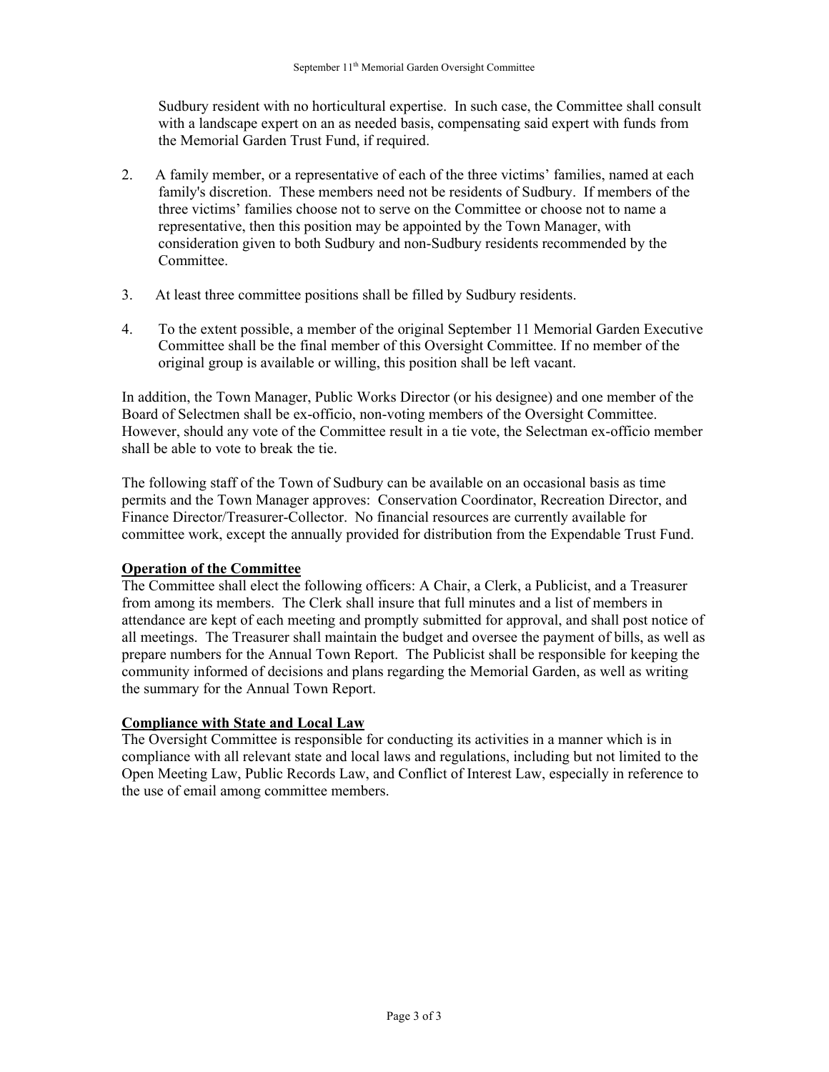Sudbury resident with no horticultural expertise. In such case, the Committee shall consult with a landscape expert on an as needed basis, compensating said expert with funds from the Memorial Garden Trust Fund, if required.

2. A family member, or a representative of each of the three victims' families, named at each family's discretion. These members need not be residents of Sudbury. If members of the three victims' families choose not to serve on the Committee or choose not to name a representative, then this position may be appointed by the Town Manager, with consideration given to both Sudbury and non-Sudbury residents recommended by the Committee.

3. At least three committee positions shall be filled by Sudbury residents.

4. To the extent possible, a member of the original September 11 Memorial Garden Executive Committee shall be the final member of this Oversight Committee. If no member of the original group is available or willing, this position shall be left vacant.

In addition, the Town Manager, Public Works Director (or his designee) and one member of the Board of Selectmen shall be ex-officio, non-voting members of the Oversight Committee. However, should any vote of the Committee result in a tie vote, the Selectman ex-officio member shall be able to vote to break the tie.

The following staff of the Town of Sudbury can be available on an occasional basis as time permits and the Town Manager approves: Conservation Coordinator, Recreation Director, and Finance Director/Treasurer-Collector. No financial resources are currently available for committee work, except the annually provided for distribution from the Expendable Trust Fund.

**Operation of the Committee**

The Committee shall elect the following officers: A Chair, a Clerk, a Publicist, and a Treasurer from among its members. The Clerk shall insure that full minutes and a list of members in attendance are kept of each meeting and promptly submitted for approval, and shall post notice of all meetings. The Treasurer shall maintain the budget and oversee the payment of bills, as well as prepare numbers for the Annual Town Report. The Publicist shall be responsible for keeping the community informed of decisions and plans regarding the Memorial Garden, as well as writing the summary for the Annual Town Report.

**Compliance with State and Local Law**

The Oversight Committee is responsible for conducting its activities in a manner which is in compliance with all relevant state and local laws and regulations, including but not limited to the Open Meeting Law, Public Records Law, and Conflict of Interest Law, especially in reference to the use of email among committee members.